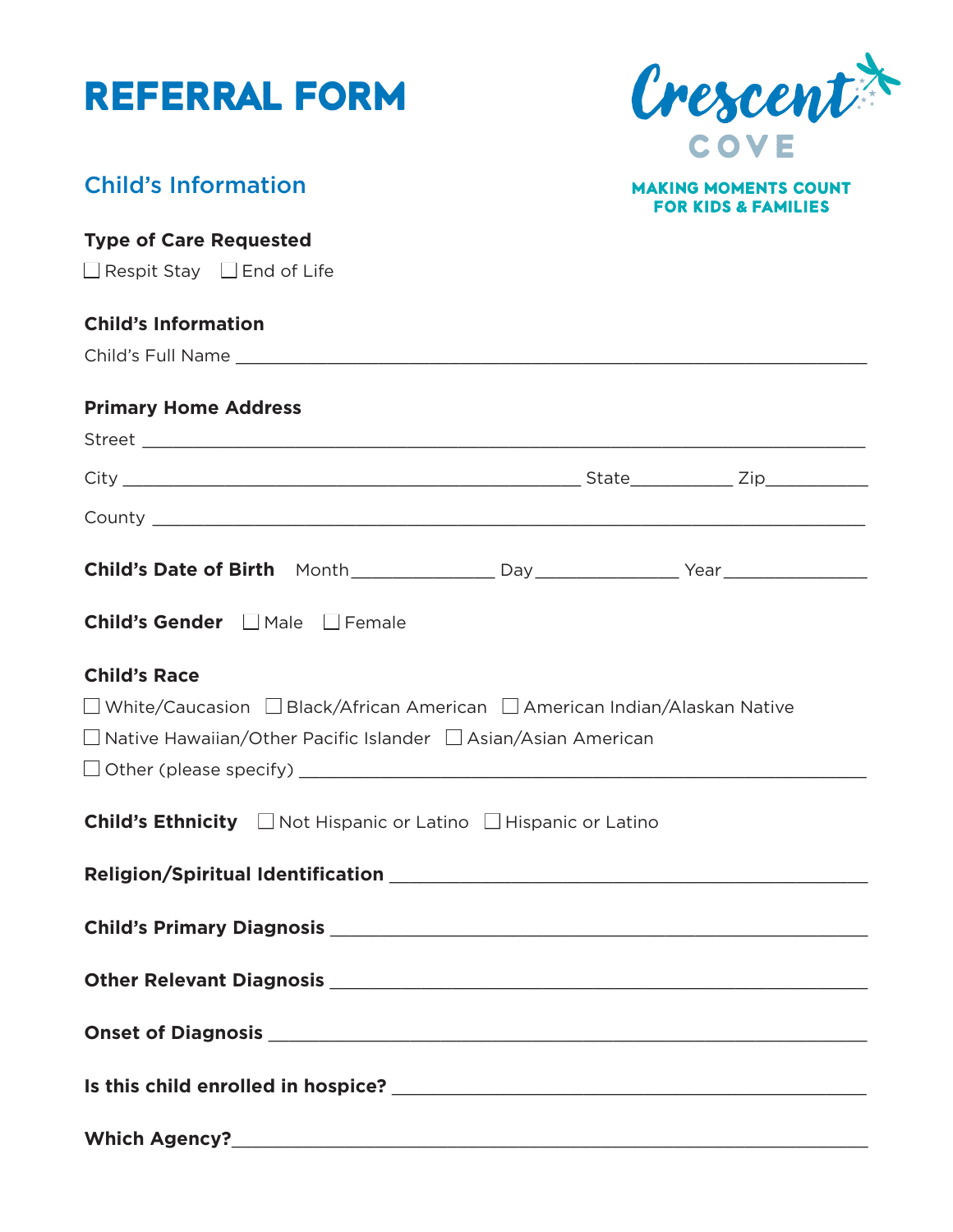# REFERRAL FORM

Crescent COVE

MAKING MOMENTS COUNT FOR KIDS & FAMILIES

## Child's Information

**Type of Care Requested**

☐ Respit Stay ☐ End of Life

**Child's Information**

Child's Full Name ____________________________________________

**Primary Home Address**

Street ____________________________________________

City ____________________________ State__________ Zip__________

County ____________________________________________

**Child's Date of Birth** Month______________ Day______________ Year______________

**Child's Gender** ☐ Male ☐ Female

**Child's Race**

☐ White/Caucasion ☐ Black/African American ☐ American Indian/Alaskan Native

☐ Native Hawaiian/Other Pacific Islander ☐ Asian/Asian American

☐ Other (please specify) ____________________________________________

**Child's Ethnicity** ☐ Not Hispanic or Latino ☐ Hispanic or Latino

**Religion/Spiritual Identification** ____________________________________________

**Child's Primary Diagnosis** ____________________________________________

**Other Relevant Diagnosis** ____________________________________________

**Onset of Diagnosis** ____________________________________________

**Is this child enrolled in hospice?** ____________________________________________

**Which Agency?**____________________________________________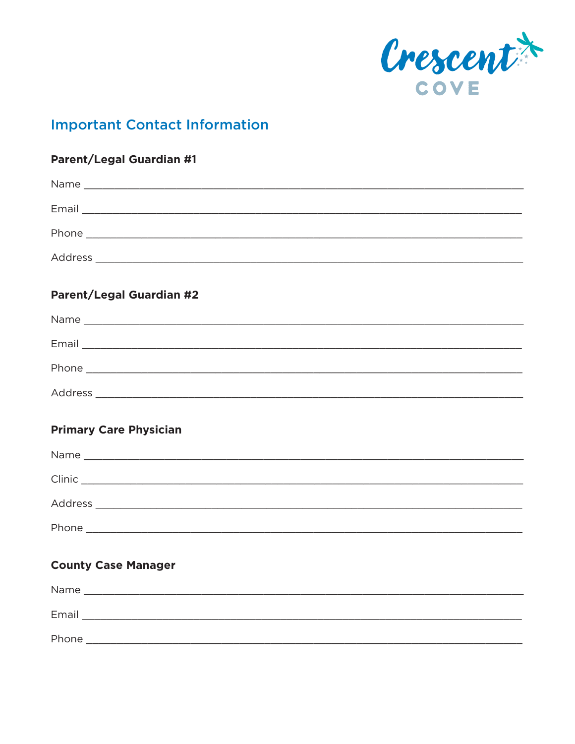Crescent COVE

## Important Contact Information

**Parent/Legal Guardian #1**

Name ___________________________________________________________________________

Email ___________________________________________________________________________

Phone ___________________________________________________________________________

Address _________________________________________________________________________

**Parent/Legal Guardian #2**

Name ___________________________________________________________________________

Email ___________________________________________________________________________

Phone ___________________________________________________________________________

Address _________________________________________________________________________

**Primary Care Physician**

Name ___________________________________________________________________________

Clinic ___________________________________________________________________________

Address _________________________________________________________________________

Phone ___________________________________________________________________________

**County Case Manager**

Name ___________________________________________________________________________

Email ___________________________________________________________________________

Phone ___________________________________________________________________________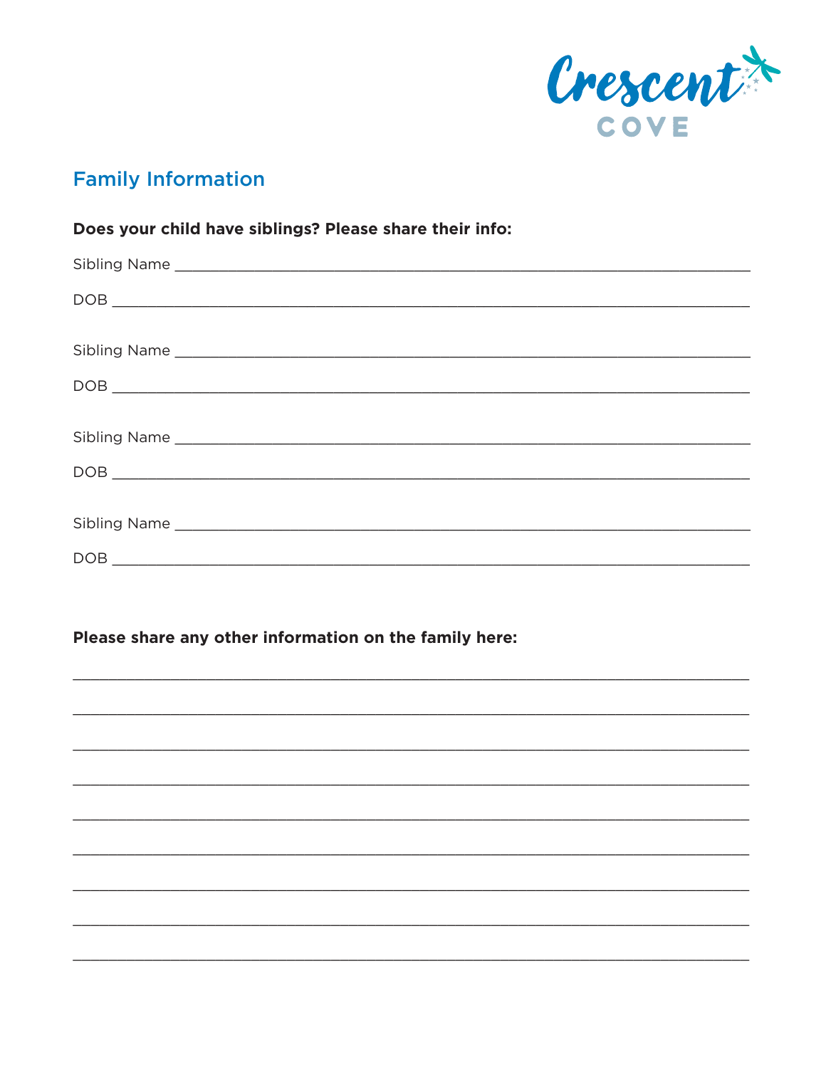Crescent COVE

## Family Information

**Does your child have siblings? Please share their info:**

Sibling Name ___________________________________________________________________

DOB ___________________________________________________________________

Sibling Name ___________________________________________________________________

DOB ___________________________________________________________________

Sibling Name ___________________________________________________________________

DOB ___________________________________________________________________

Sibling Name ___________________________________________________________________

DOB ___________________________________________________________________

**Please share any other information on the family here:**

___________________________________________________________________

___________________________________________________________________

___________________________________________________________________

___________________________________________________________________

___________________________________________________________________

___________________________________________________________________

___________________________________________________________________

___________________________________________________________________

___________________________________________________________________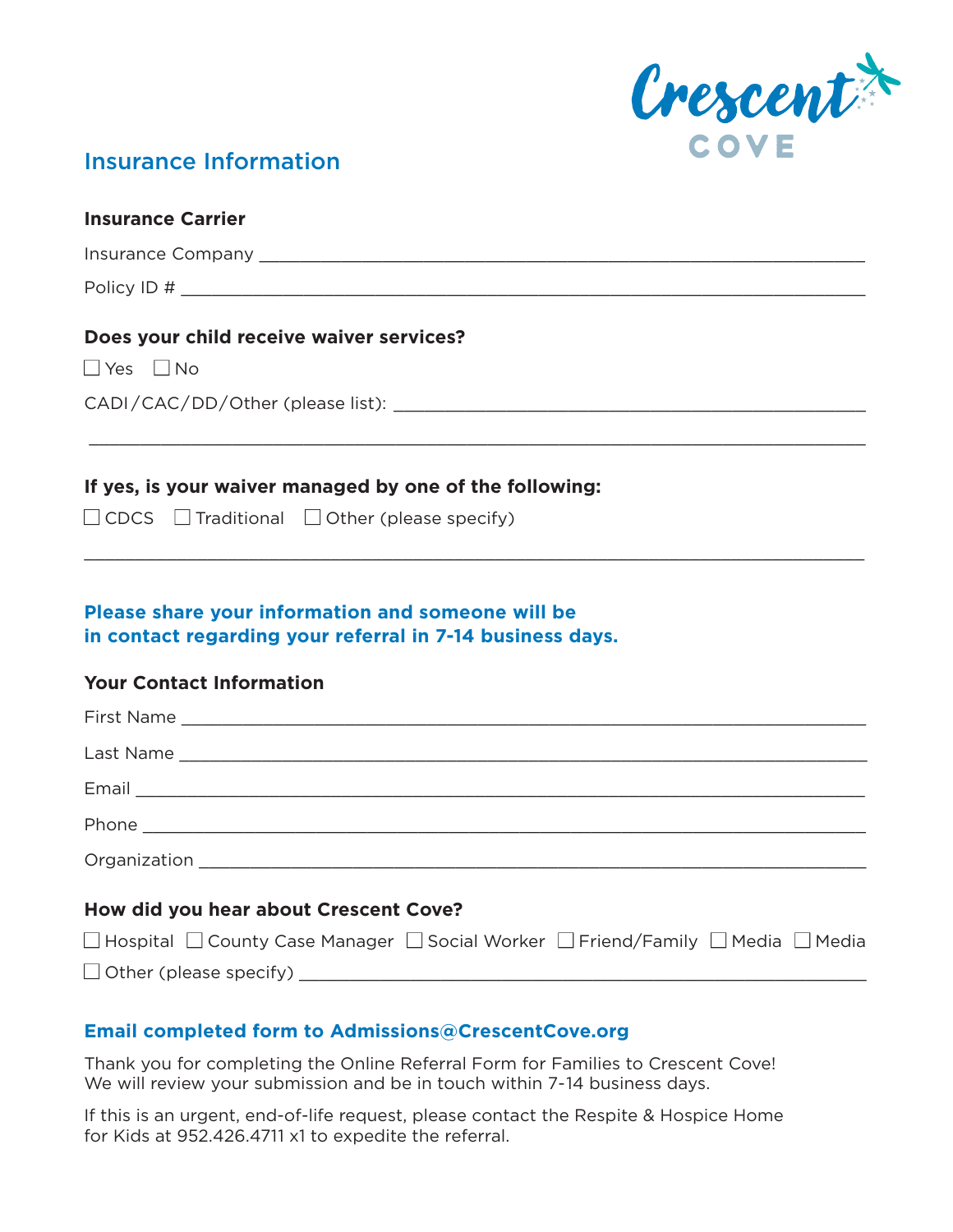## Insurance Information

**Insurance Carrier**

Insurance Company ______________________________________________

Policy ID # ______________________________________________

**Does your child receive waiver services?**

☐ Yes ☐ No

CADI/CAC/DD/Other (please list): ______________________________________________

______________________________________________

**If yes, is your waiver managed by one of the following:**

☐ CDCS ☐ Traditional ☐ Other (please specify)

______________________________________________

**Please share your information and someone will be in contact regarding your referral in 7-14 business days.**

**Your Contact Information**

First Name ______________________________________________

Last Name ______________________________________________

Email ______________________________________________

Phone ______________________________________________

Organization ______________________________________________

**How did you hear about Crescent Cove?**

☐ Hospital ☐ County Case Manager ☐ Social Worker ☐ Friend/Family ☐ Media ☐ Media

☐ Other (please specify) ______________________________________________

**Email completed form to Admissions@CrescentCove.org**

Thank you for completing the Online Referral Form for Families to Crescent Cove! We will review your submission and be in touch within 7-14 business days.

If this is an urgent, end-of-life request, please contact the Respite & Hospice Home for Kids at 952.426.4711 x1 to expedite the referral.